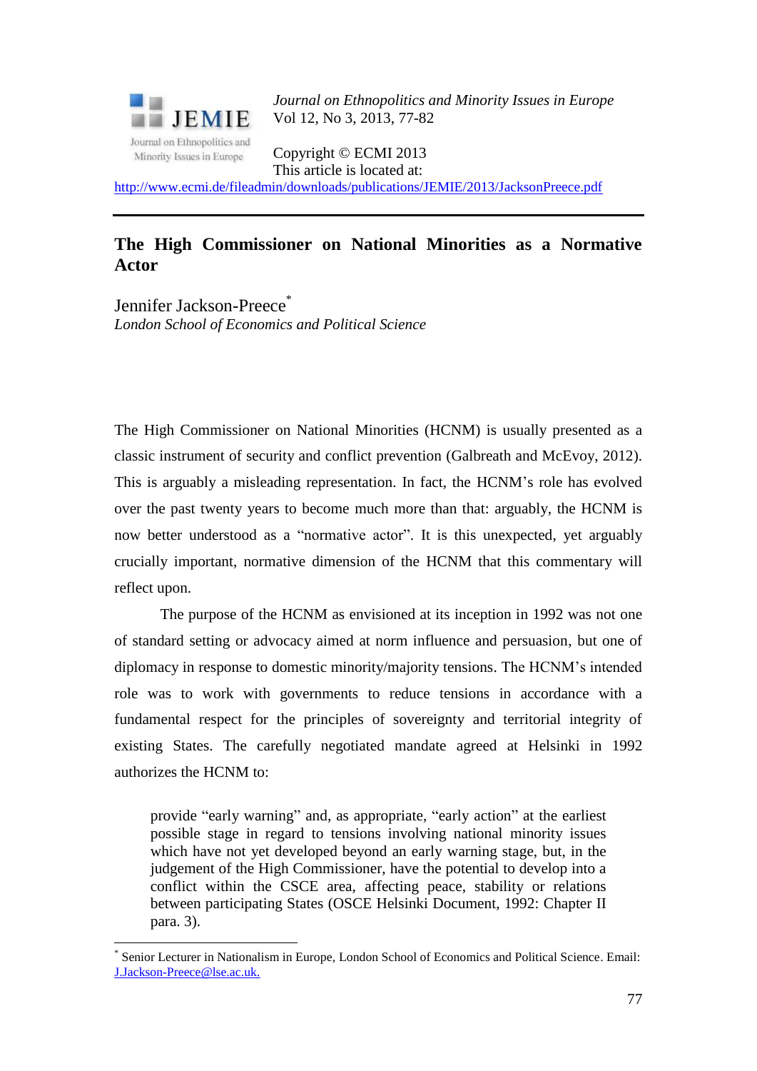*Journal on Ethnopolitics and Minority Issues in Europe*
Vol 12, No 3, 2013, 77-82

Copyright © ECMI 2013
This article is located at:
http://www.ecmi.de/fileadmin/downloads/publications/JEMIE/2013/JacksonPreece.pdf

# The High Commissioner on National Minorities as a Normative Actor

Jennifer Jackson-Preece[*]
*London School of Economics and Political Science*

The High Commissioner on National Minorities (HCNM) is usually presented as a classic instrument of security and conflict prevention (Galbreath and McEvoy, 2012). This is arguably a misleading representation. In fact, the HCNM's role has evolved over the past twenty years to become much more than that: arguably, the HCNM is now better understood as a "normative actor". It is this unexpected, yet arguably crucially important, normative dimension of the HCNM that this commentary will reflect upon.

The purpose of the HCNM as envisioned at its inception in 1992 was not one of standard setting or advocacy aimed at norm influence and persuasion, but one of diplomacy in response to domestic minority/majority tensions. The HCNM's intended role was to work with governments to reduce tensions in accordance with a fundamental respect for the principles of sovereignty and territorial integrity of existing States. The carefully negotiated mandate agreed at Helsinki in 1992 authorizes the HCNM to:

> provide "early warning" and, as appropriate, "early action" at the earliest possible stage in regard to tensions involving national minority issues which have not yet developed beyond an early warning stage, but, in the judgement of the High Commissioner, have the potential to develop into a conflict within the CSCE area, affecting peace, stability or relations between participating States (OSCE Helsinki Document, 1992: Chapter II para. 3).

[*] Senior Lecturer in Nationalism in Europe, London School of Economics and Political Science. Email: J.Jackson-Preece@lse.ac.uk.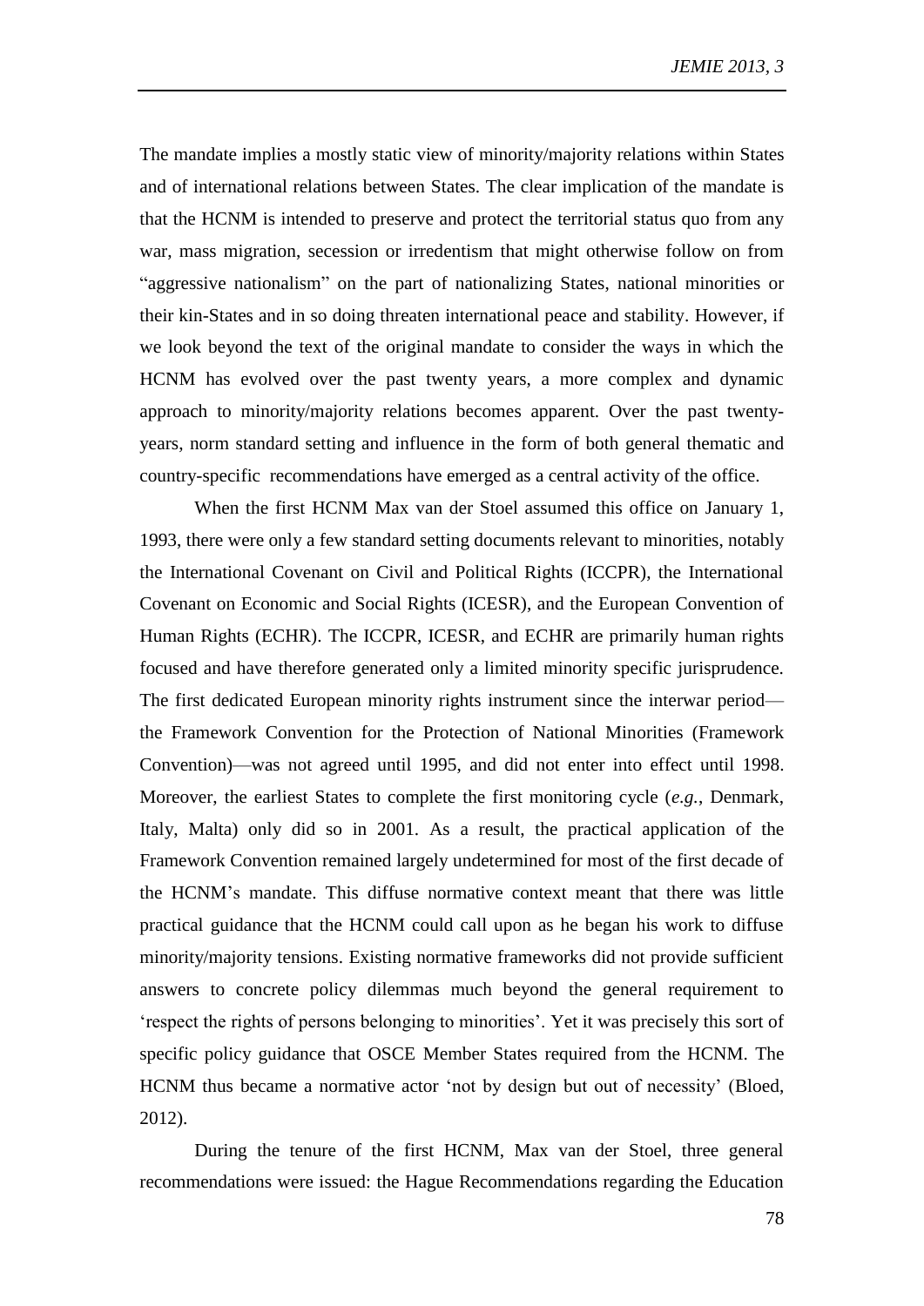The mandate implies a mostly static view of minority/majority relations within States and of international relations between States. The clear implication of the mandate is that the HCNM is intended to preserve and protect the territorial status quo from any war, mass migration, secession or irredentism that might otherwise follow on from "aggressive nationalism" on the part of nationalizing States, national minorities or their kin-States and in so doing threaten international peace and stability. However, if we look beyond the text of the original mandate to consider the ways in which the HCNM has evolved over the past twenty years, a more complex and dynamic approach to minority/majority relations becomes apparent. Over the past twenty-years, norm standard setting and influence in the form of both general thematic and country-specific recommendations have emerged as a central activity of the office.

When the first HCNM Max van der Stoel assumed this office on January 1, 1993, there were only a few standard setting documents relevant to minorities, notably the International Covenant on Civil and Political Rights (ICCPR), the International Covenant on Economic and Social Rights (ICESR), and the European Convention of Human Rights (ECHR). The ICCPR, ICESR, and ECHR are primarily human rights focused and have therefore generated only a limited minority specific jurisprudence. The first dedicated European minority rights instrument since the interwar period—the Framework Convention for the Protection of National Minorities (Framework Convention)—was not agreed until 1995, and did not enter into effect until 1998. Moreover, the earliest States to complete the first monitoring cycle (*e.g.*, Denmark, Italy, Malta) only did so in 2001. As a result, the practical application of the Framework Convention remained largely undetermined for most of the first decade of the HCNM's mandate. This diffuse normative context meant that there was little practical guidance that the HCNM could call upon as he began his work to diffuse minority/majority tensions. Existing normative frameworks did not provide sufficient answers to concrete policy dilemmas much beyond the general requirement to 'respect the rights of persons belonging to minorities'. Yet it was precisely this sort of specific policy guidance that OSCE Member States required from the HCNM. The HCNM thus became a normative actor 'not by design but out of necessity' (Bloed, 2012).

During the tenure of the first HCNM, Max van der Stoel, three general recommendations were issued: the Hague Recommendations regarding the Education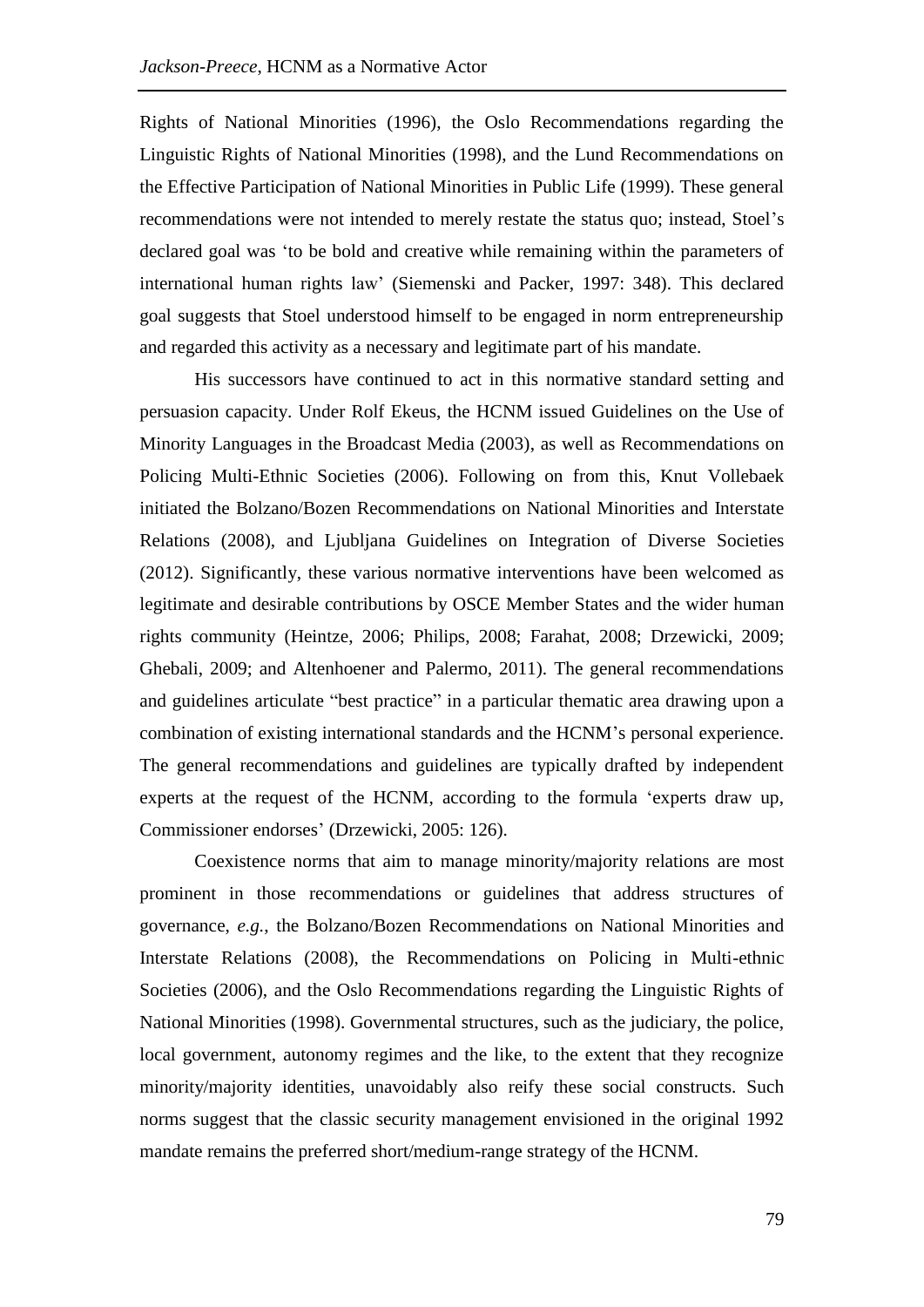Rights of National Minorities (1996), the Oslo Recommendations regarding the Linguistic Rights of National Minorities (1998), and the Lund Recommendations on the Effective Participation of National Minorities in Public Life (1999). These general recommendations were not intended to merely restate the status quo; instead, Stoel's declared goal was 'to be bold and creative while remaining within the parameters of international human rights law' (Siemenski and Packer, 1997: 348). This declared goal suggests that Stoel understood himself to be engaged in norm entrepreneurship and regarded this activity as a necessary and legitimate part of his mandate.

His successors have continued to act in this normative standard setting and persuasion capacity. Under Rolf Ekeus, the HCNM issued Guidelines on the Use of Minority Languages in the Broadcast Media (2003), as well as Recommendations on Policing Multi-Ethnic Societies (2006). Following on from this, Knut Vollebaek initiated the Bolzano/Bozen Recommendations on National Minorities and Interstate Relations (2008), and Ljubljana Guidelines on Integration of Diverse Societies (2012). Significantly, these various normative interventions have been welcomed as legitimate and desirable contributions by OSCE Member States and the wider human rights community (Heintze, 2006; Philips, 2008; Farahat, 2008; Drzewicki, 2009; Ghebali, 2009; and Altenhoener and Palermo, 2011). The general recommendations and guidelines articulate "best practice" in a particular thematic area drawing upon a combination of existing international standards and the HCNM's personal experience. The general recommendations and guidelines are typically drafted by independent experts at the request of the HCNM, according to the formula 'experts draw up, Commissioner endorses' (Drzewicki, 2005: 126).

Coexistence norms that aim to manage minority/majority relations are most prominent in those recommendations or guidelines that address structures of governance, *e.g.*, the Bolzano/Bozen Recommendations on National Minorities and Interstate Relations (2008), the Recommendations on Policing in Multi-ethnic Societies (2006), and the Oslo Recommendations regarding the Linguistic Rights of National Minorities (1998). Governmental structures, such as the judiciary, the police, local government, autonomy regimes and the like, to the extent that they recognize minority/majority identities, unavoidably also reify these social constructs. Such norms suggest that the classic security management envisioned in the original 1992 mandate remains the preferred short/medium-range strategy of the HCNM.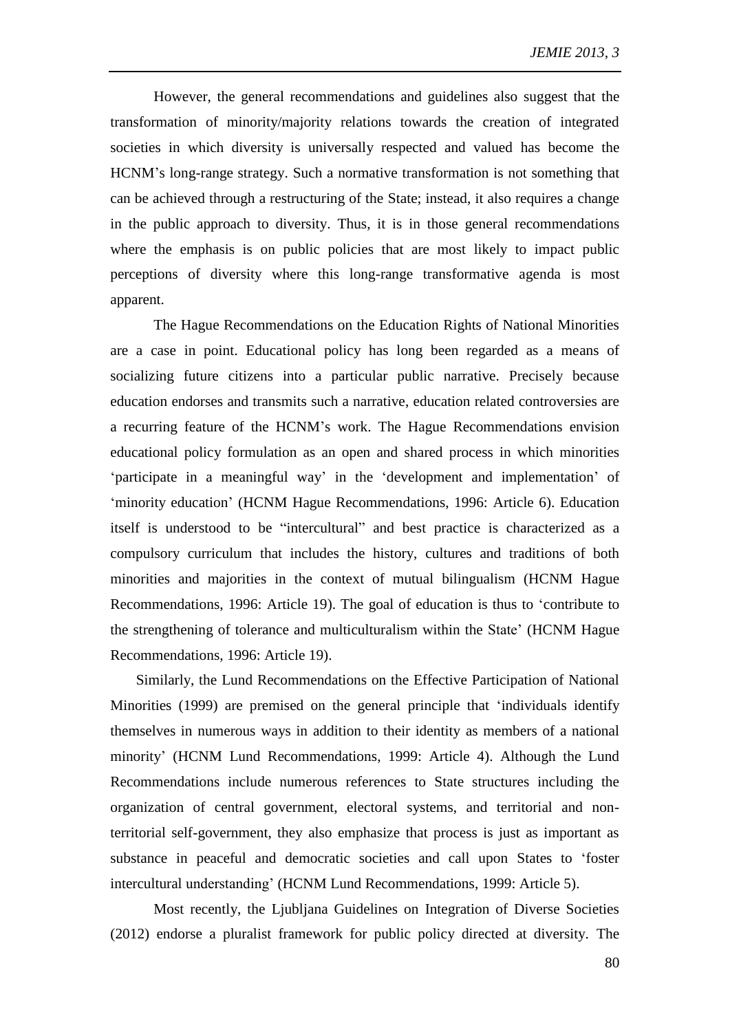However, the general recommendations and guidelines also suggest that the transformation of minority/majority relations towards the creation of integrated societies in which diversity is universally respected and valued has become the HCNM's long-range strategy. Such a normative transformation is not something that can be achieved through a restructuring of the State; instead, it also requires a change in the public approach to diversity. Thus, it is in those general recommendations where the emphasis is on public policies that are most likely to impact public perceptions of diversity where this long-range transformative agenda is most apparent.

The Hague Recommendations on the Education Rights of National Minorities are a case in point. Educational policy has long been regarded as a means of socializing future citizens into a particular public narrative. Precisely because education endorses and transmits such a narrative, education related controversies are a recurring feature of the HCNM's work. The Hague Recommendations envision educational policy formulation as an open and shared process in which minorities 'participate in a meaningful way' in the 'development and implementation' of 'minority education' (HCNM Hague Recommendations, 1996: Article 6). Education itself is understood to be "intercultural" and best practice is characterized as a compulsory curriculum that includes the history, cultures and traditions of both minorities and majorities in the context of mutual bilingualism (HCNM Hague Recommendations, 1996: Article 19). The goal of education is thus to 'contribute to the strengthening of tolerance and multiculturalism within the State' (HCNM Hague Recommendations, 1996: Article 19).

Similarly, the Lund Recommendations on the Effective Participation of National Minorities (1999) are premised on the general principle that 'individuals identify themselves in numerous ways in addition to their identity as members of a national minority' (HCNM Lund Recommendations, 1999: Article 4). Although the Lund Recommendations include numerous references to State structures including the organization of central government, electoral systems, and territorial and non-territorial self-government, they also emphasize that process is just as important as substance in peaceful and democratic societies and call upon States to 'foster intercultural understanding' (HCNM Lund Recommendations, 1999: Article 5).

Most recently, the Ljubljana Guidelines on Integration of Diverse Societies (2012) endorse a pluralist framework for public policy directed at diversity. The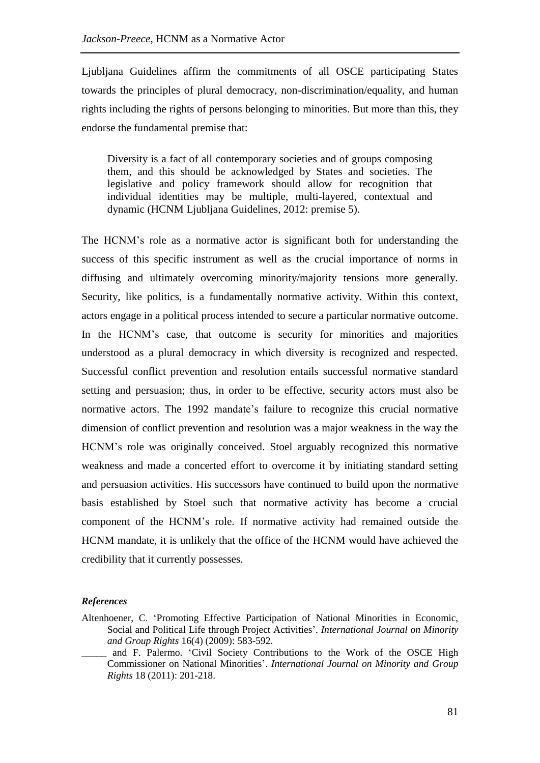Ljubljana Guidelines affirm the commitments of all OSCE participating States towards the principles of plural democracy, non-discrimination/equality, and human rights including the rights of persons belonging to minorities. But more than this, they endorse the fundamental premise that:

> Diversity is a fact of all contemporary societies and of groups composing them, and this should be acknowledged by States and societies. The legislative and policy framework should allow for recognition that individual identities may be multiple, multi-layered, contextual and dynamic (HCNM Ljubljana Guidelines, 2012: premise 5).

The HCNM's role as a normative actor is significant both for understanding the success of this specific instrument as well as the crucial importance of norms in diffusing and ultimately overcoming minority/majority tensions more generally. Security, like politics, is a fundamentally normative activity. Within this context, actors engage in a political process intended to secure a particular normative outcome. In the HCNM's case, that outcome is security for minorities and majorities understood as a plural democracy in which diversity is recognized and respected. Successful conflict prevention and resolution entails successful normative standard setting and persuasion; thus, in order to be effective, security actors must also be normative actors. The 1992 mandate's failure to recognize this crucial normative dimension of conflict prevention and resolution was a major weakness in the way the HCNM's role was originally conceived. Stoel arguably recognized this normative weakness and made a concerted effort to overcome it by initiating standard setting and persuasion activities. His successors have continued to build upon the normative basis established by Stoel such that normative activity has become a crucial component of the HCNM's role. If normative activity had remained outside the HCNM mandate, it is unlikely that the office of the HCNM would have achieved the credibility that it currently possesses.

### *References*

Altenhoener, C. 'Promoting Effective Participation of National Minorities in Economic, Social and Political Life through Project Activities'. *International Journal on Minority and Group Rights* 16(4) (2009): 583-592.

_____ and F. Palermo. 'Civil Society Contributions to the Work of the OSCE High Commissioner on National Minorities'. *International Journal on Minority and Group Rights* 18 (2011): 201-218.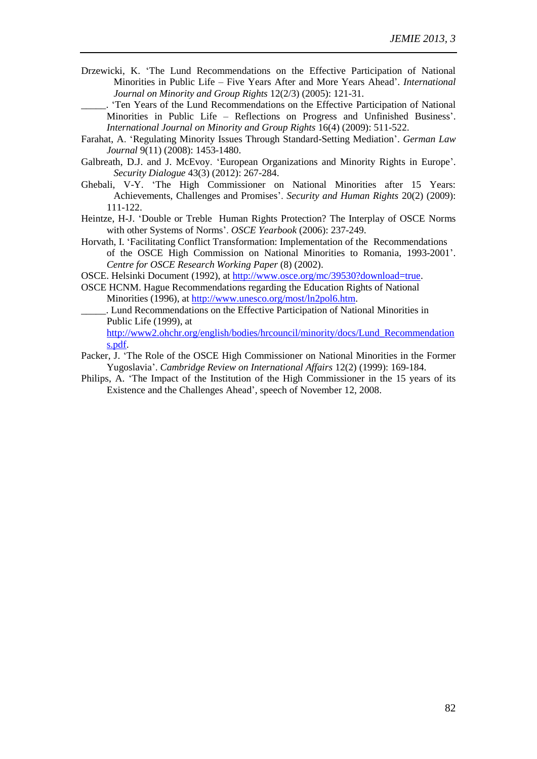Drzewicki, K. 'The Lund Recommendations on the Effective Participation of National Minorities in Public Life – Five Years After and More Years Ahead'. *International Journal on Minority and Group Rights* 12(2/3) (2005): 121-31.

_____. 'Ten Years of the Lund Recommendations on the Effective Participation of National Minorities in Public Life – Reflections on Progress and Unfinished Business'. *International Journal on Minority and Group Rights* 16(4) (2009): 511-522.

Farahat, A. 'Regulating Minority Issues Through Standard-Setting Mediation'. *German Law Journal* 9(11) (2008): 1453-1480.

Galbreath, D.J. and J. McEvoy. 'European Organizations and Minority Rights in Europe'. *Security Dialogue* 43(3) (2012): 267-284.

Ghebali, V-Y. 'The High Commissioner on National Minorities after 15 Years: Achievements, Challenges and Promises'. *Security and Human Rights* 20(2) (2009): 111-122.

Heintze, H-J. 'Double or Treble Human Rights Protection? The Interplay of OSCE Norms with other Systems of Norms'. *OSCE Yearbook* (2006): 237-249.

Horvath, I. 'Facilitating Conflict Transformation: Implementation of the Recommendations of the OSCE High Commission on National Minorities to Romania, 1993-2001'. *Centre for OSCE Research Working Paper* (8) (2002).

OSCE. Helsinki Document (1992), at http://www.osce.org/mc/39530?download=true.

OSCE HCNM. Hague Recommendations regarding the Education Rights of National Minorities (1996), at http://www.unesco.org/most/ln2pol6.htm.

_____. Lund Recommendations on the Effective Participation of National Minorities in Public Life (1999), at http://www2.ohchr.org/english/bodies/hrcouncil/minority/docs/Lund_Recommendations.pdf.

Packer, J. 'The Role of the OSCE High Commissioner on National Minorities in the Former Yugoslavia'. *Cambridge Review on International Affairs* 12(2) (1999): 169-184.

Philips, A. 'The Impact of the Institution of the High Commissioner in the 15 years of its Existence and the Challenges Ahead', speech of November 12, 2008.